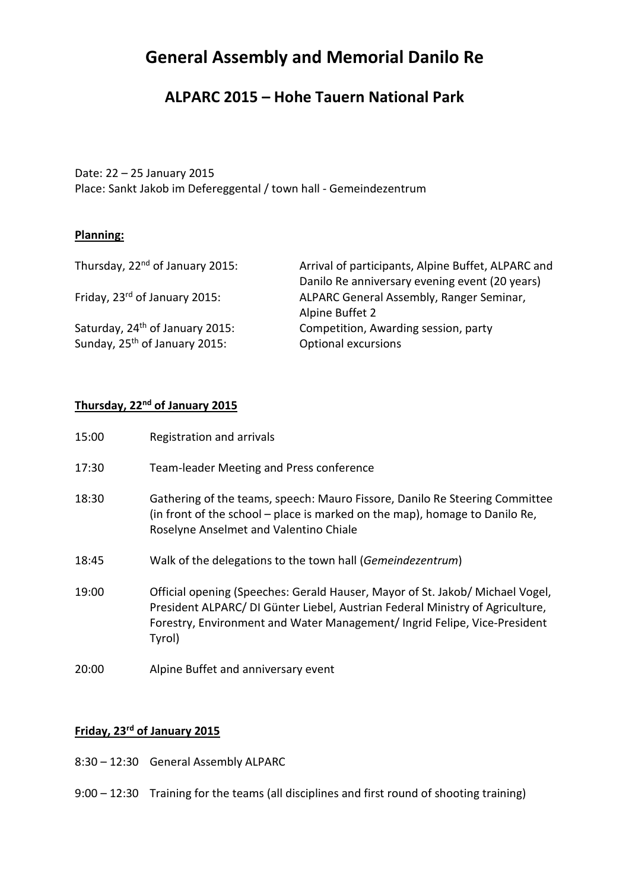# General Assembly and Memorial Danilo Re

## ALPARC 2015 – Hohe Tauern National Park

Date: 22 – 25 January 2015
Place: Sankt Jakob im Defereggental / town hall - Gemeindezentrum

**Planning:**

| | |
|---|---|
| Thursday, 22nd of January 2015: | Arrival of participants, Alpine Buffet, ALPARC and Danilo Re anniversary evening event (20 years) |
| Friday, 23rd of January 2015: | ALPARC General Assembly, Ranger Seminar, Alpine Buffet 2 |
| Saturday, 24th of January 2015: | Competition, Awarding session, party |
| Sunday, 25th of January 2015: | Optional excursions |

**Thursday, 22nd of January 2015**

| | |
|---|---|
| 15:00 | Registration and arrivals |
| 17:30 | Team-leader Meeting and Press conference |
| 18:30 | Gathering of the teams, speech: Mauro Fissore, Danilo Re Steering Committee (in front of the school – place is marked on the map), homage to Danilo Re, Roselyne Anselmet and Valentino Chiale |
| 18:45 | Walk of the delegations to the town hall (*Gemeindezentrum*) |
| 19:00 | Official opening (Speeches: Gerald Hauser, Mayor of St. Jakob/ Michael Vogel, President ALPARC/ DI Günter Liebel, Austrian Federal Ministry of Agriculture, Forestry, Environment and Water Management/ Ingrid Felipe, Vice-President Tyrol) |
| 20:00 | Alpine Buffet and anniversary event |

**Friday, 23rd of January 2015**

| | |
|---|---|
| 8:30 – 12:30 | General Assembly ALPARC |
| 9:00 – 12:30 | Training for the teams (all disciplines and first round of shooting training) |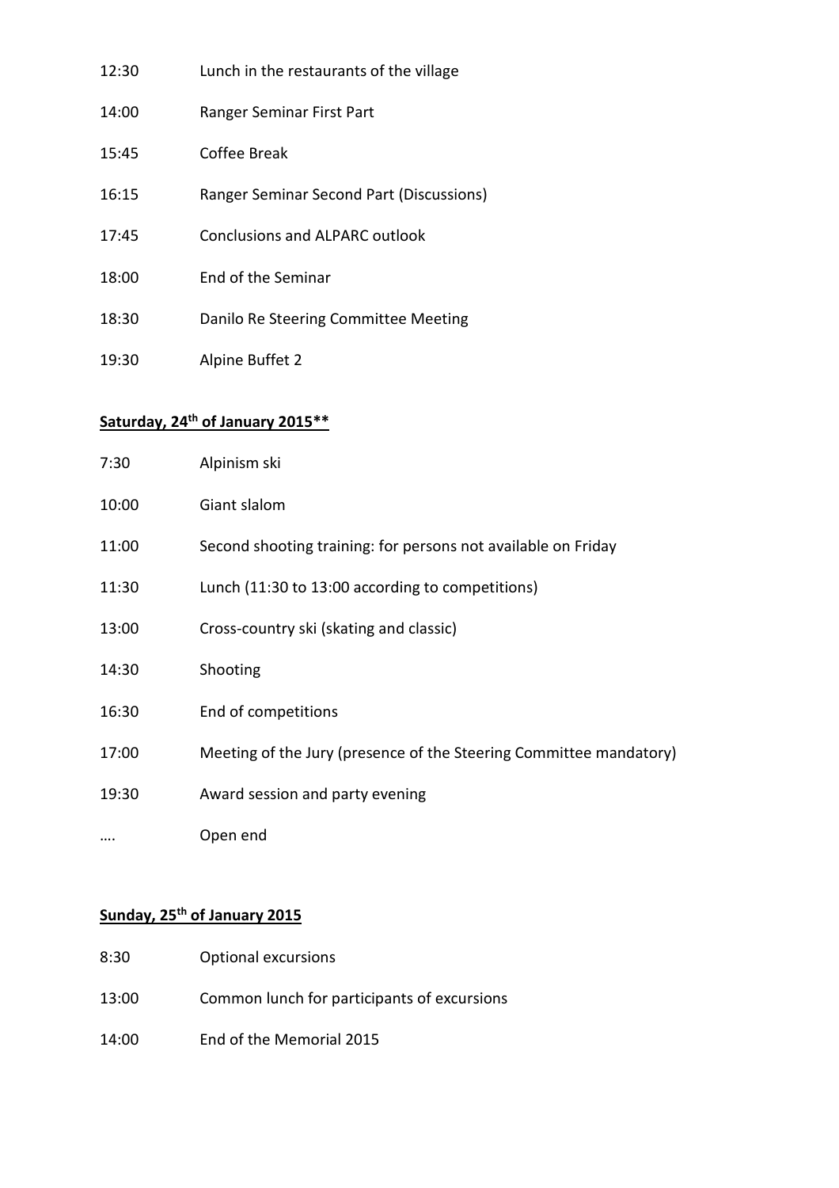| | |
|---|---|
| 12:30 | Lunch in the restaurants of the village |
| 14:00 | Ranger Seminar First Part |
| 15:45 | Coffee Break |
| 16:15 | Ranger Seminar Second Part (Discussions) |
| 17:45 | Conclusions and ALPARC outlook |
| 18:00 | End of the Seminar |
| 18:30 | Danilo Re Steering Committee Meeting |
| 19:30 | Alpine Buffet 2 |

**Saturday, 24th of January 2015****

| | |
|---|---|
| 7:30 | Alpinism ski |
| 10:00 | Giant slalom |
| 11:00 | Second shooting training: for persons not available on Friday |
| 11:30 | Lunch (11:30 to 13:00 according to competitions) |
| 13:00 | Cross-country ski (skating and classic) |
| 14:30 | Shooting |
| 16:30 | End of competitions |
| 17:00 | Meeting of the Jury (presence of the Steering Committee mandatory) |
| 19:30 | Award session and party evening |
| …. | Open end |

**Sunday, 25th of January 2015**

| | |
|---|---|
| 8:30 | Optional excursions |
| 13:00 | Common lunch for participants of excursions |
| 14:00 | End of the Memorial 2015 |